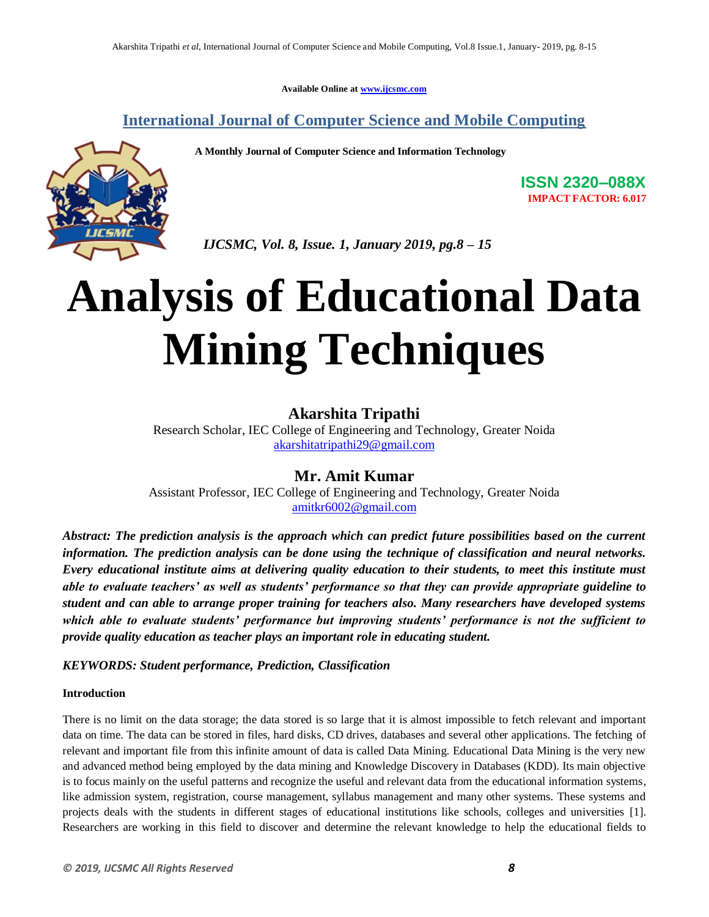Available Online at www.ijcsmc.com

## International Journal of Computer Science and Mobile Computing

**A Monthly Journal of Computer Science and Information Technology**

**ISSN 2320–088X**
**IMPACT FACTOR: 6.017**

*IJCSMC, Vol. 8, Issue. 1, January 2019, pg.8 – 15*

# Analysis of Educational Data Mining Techniques

**Akarshita Tripathi**
Research Scholar, IEC College of Engineering and Technology, Greater Noida
akarshitatripathi29@gmail.com

**Mr. Amit Kumar**
Assistant Professor, IEC College of Engineering and Technology, Greater Noida
amitkr6002@gmail.com

***Abstract: The prediction analysis is the approach which can predict future possibilities based on the current information. The prediction analysis can be done using the technique of classification and neural networks. Every educational institute aims at delivering quality education to their students, to meet this institute must able to evaluate teachers' as well as students' performance so that they can provide appropriate guideline to student and can able to arrange proper training for teachers also. Many researchers have developed systems which able to evaluate students' performance but improving students' performance is not the sufficient to provide quality education as teacher plays an important role in educating student.***

***KEYWORDS: Student performance, Prediction, Classification***

**Introduction**

There is no limit on the data storage; the data stored is so large that it is almost impossible to fetch relevant and important data on time. The data can be stored in files, hard disks, CD drives, databases and several other applications. The fetching of relevant and important file from this infinite amount of data is called Data Mining. Educational Data Mining is the very new and advanced method being employed by the data mining and Knowledge Discovery in Databases (KDD). Its main objective is to focus mainly on the useful patterns and recognize the useful and relevant data from the educational information systems, like admission system, registration, course management, syllabus management and many other systems. These systems and projects deals with the students in different stages of educational institutions like schools, colleges and universities [1]. Researchers are working in this field to discover and determine the relevant knowledge to help the educational fields to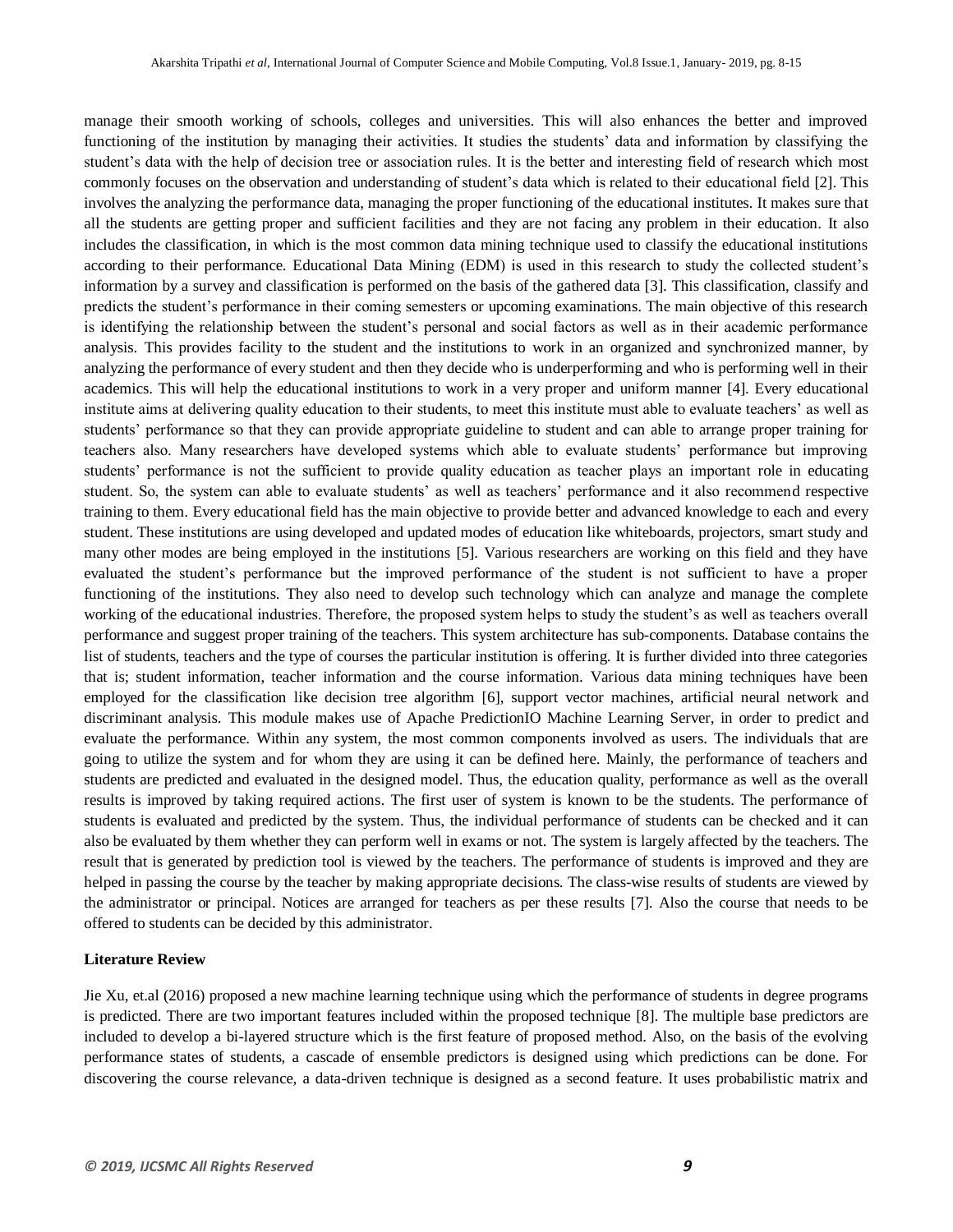manage their smooth working of schools, colleges and universities. This will also enhances the better and improved functioning of the institution by managing their activities. It studies the students' data and information by classifying the student's data with the help of decision tree or association rules. It is the better and interesting field of research which most commonly focuses on the observation and understanding of student's data which is related to their educational field [2]. This involves the analyzing the performance data, managing the proper functioning of the educational institutes. It makes sure that all the students are getting proper and sufficient facilities and they are not facing any problem in their education. It also includes the classification, in which is the most common data mining technique used to classify the educational institutions according to their performance. Educational Data Mining (EDM) is used in this research to study the collected student's information by a survey and classification is performed on the basis of the gathered data [3]. This classification, classify and predicts the student's performance in their coming semesters or upcoming examinations. The main objective of this research is identifying the relationship between the student's personal and social factors as well as in their academic performance analysis. This provides facility to the student and the institutions to work in an organized and synchronized manner, by analyzing the performance of every student and then they decide who is underperforming and who is performing well in their academics. This will help the educational institutions to work in a very proper and uniform manner [4]. Every educational institute aims at delivering quality education to their students, to meet this institute must able to evaluate teachers' as well as students' performance so that they can provide appropriate guideline to student and can able to arrange proper training for teachers also. Many researchers have developed systems which able to evaluate students' performance but improving students' performance is not the sufficient to provide quality education as teacher plays an important role in educating student. So, the system can able to evaluate students' as well as teachers' performance and it also recommend respective training to them. Every educational field has the main objective to provide better and advanced knowledge to each and every student. These institutions are using developed and updated modes of education like whiteboards, projectors, smart study and many other modes are being employed in the institutions [5]. Various researchers are working on this field and they have evaluated the student's performance but the improved performance of the student is not sufficient to have a proper functioning of the institutions. They also need to develop such technology which can analyze and manage the complete working of the educational industries. Therefore, the proposed system helps to study the student's as well as teachers overall performance and suggest proper training of the teachers. This system architecture has sub-components. Database contains the list of students, teachers and the type of courses the particular institution is offering. It is further divided into three categories that is; student information, teacher information and the course information. Various data mining techniques have been employed for the classification like decision tree algorithm [6], support vector machines, artificial neural network and discriminant analysis. This module makes use of Apache PredictionIO Machine Learning Server, in order to predict and evaluate the performance. Within any system, the most common components involved as users. The individuals that are going to utilize the system and for whom they are using it can be defined here. Mainly, the performance of teachers and students are predicted and evaluated in the designed model. Thus, the education quality, performance as well as the overall results is improved by taking required actions. The first user of system is known to be the students. The performance of students is evaluated and predicted by the system. Thus, the individual performance of students can be checked and it can also be evaluated by them whether they can perform well in exams or not. The system is largely affected by the teachers. The result that is generated by prediction tool is viewed by the teachers. The performance of students is improved and they are helped in passing the course by the teacher by making appropriate decisions. The class-wise results of students are viewed by the administrator or principal. Notices are arranged for teachers as per these results [7]. Also the course that needs to be offered to students can be decided by this administrator.

## Literature Review

Jie Xu, et.al (2016) proposed a new machine learning technique using which the performance of students in degree programs is predicted. There are two important features included within the proposed technique [8]. The multiple base predictors are included to develop a bi-layered structure which is the first feature of proposed method. Also, on the basis of the evolving performance states of students, a cascade of ensemble predictors is designed using which predictions can be done. For discovering the course relevance, a data-driven technique is designed as a second feature. It uses probabilistic matrix and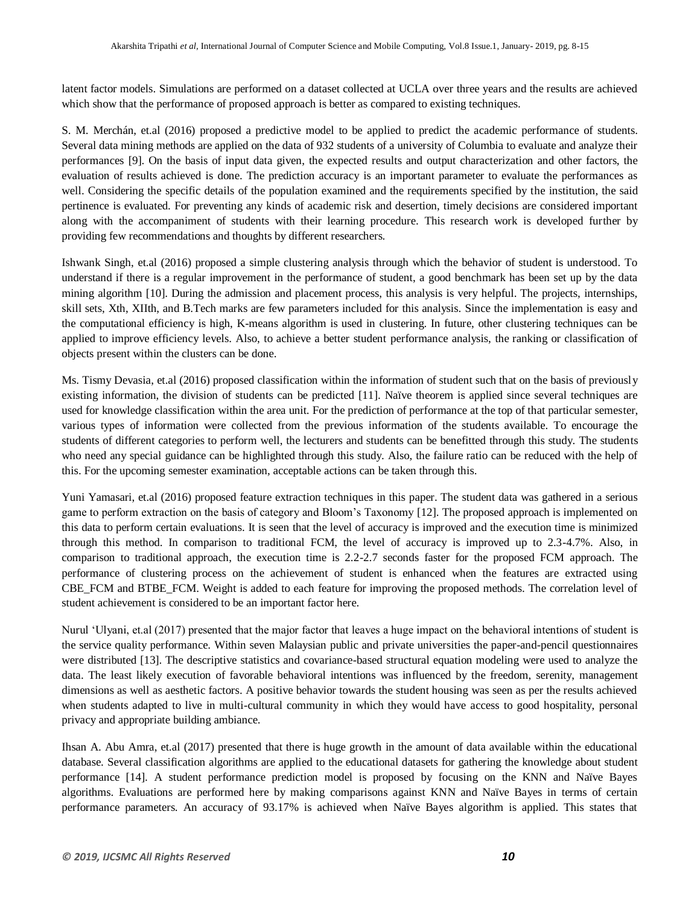latent factor models. Simulations are performed on a dataset collected at UCLA over three years and the results are achieved which show that the performance of proposed approach is better as compared to existing techniques.

S. M. Merchán, et.al (2016) proposed a predictive model to be applied to predict the academic performance of students. Several data mining methods are applied on the data of 932 students of a university of Columbia to evaluate and analyze their performances [9]. On the basis of input data given, the expected results and output characterization and other factors, the evaluation of results achieved is done. The prediction accuracy is an important parameter to evaluate the performances as well. Considering the specific details of the population examined and the requirements specified by the institution, the said pertinence is evaluated. For preventing any kinds of academic risk and desertion, timely decisions are considered important along with the accompaniment of students with their learning procedure. This research work is developed further by providing few recommendations and thoughts by different researchers.

Ishwank Singh, et.al (2016) proposed a simple clustering analysis through which the behavior of student is understood. To understand if there is a regular improvement in the performance of student, a good benchmark has been set up by the data mining algorithm [10]. During the admission and placement process, this analysis is very helpful. The projects, internships, skill sets, Xth, XIIth, and B.Tech marks are few parameters included for this analysis. Since the implementation is easy and the computational efficiency is high, K-means algorithm is used in clustering. In future, other clustering techniques can be applied to improve efficiency levels. Also, to achieve a better student performance analysis, the ranking or classification of objects present within the clusters can be done.

Ms. Tismy Devasia, et.al (2016) proposed classification within the information of student such that on the basis of previously existing information, the division of students can be predicted [11]. Naïve theorem is applied since several techniques are used for knowledge classification within the area unit. For the prediction of performance at the top of that particular semester, various types of information were collected from the previous information of the students available. To encourage the students of different categories to perform well, the lecturers and students can be benefitted through this study. The students who need any special guidance can be highlighted through this study. Also, the failure ratio can be reduced with the help of this. For the upcoming semester examination, acceptable actions can be taken through this.

Yuni Yamasari, et.al (2016) proposed feature extraction techniques in this paper. The student data was gathered in a serious game to perform extraction on the basis of category and Bloom's Taxonomy [12]. The proposed approach is implemented on this data to perform certain evaluations. It is seen that the level of accuracy is improved and the execution time is minimized through this method. In comparison to traditional FCM, the level of accuracy is improved up to 2.3-4.7%. Also, in comparison to traditional approach, the execution time is 2.2-2.7 seconds faster for the proposed FCM approach. The performance of clustering process on the achievement of student is enhanced when the features are extracted using CBE_FCM and BTBE_FCM. Weight is added to each feature for improving the proposed methods. The correlation level of student achievement is considered to be an important factor here.

Nurul 'Ulyani, et.al (2017) presented that the major factor that leaves a huge impact on the behavioral intentions of student is the service quality performance. Within seven Malaysian public and private universities the paper-and-pencil questionnaires were distributed [13]. The descriptive statistics and covariance-based structural equation modeling were used to analyze the data. The least likely execution of favorable behavioral intentions was influenced by the freedom, serenity, management dimensions as well as aesthetic factors. A positive behavior towards the student housing was seen as per the results achieved when students adapted to live in multi-cultural community in which they would have access to good hospitality, personal privacy and appropriate building ambiance.

Ihsan A. Abu Amra, et.al (2017) presented that there is huge growth in the amount of data available within the educational database. Several classification algorithms are applied to the educational datasets for gathering the knowledge about student performance [14]. A student performance prediction model is proposed by focusing on the KNN and Naïve Bayes algorithms. Evaluations are performed here by making comparisons against KNN and Naïve Bayes in terms of certain performance parameters. An accuracy of 93.17% is achieved when Naïve Bayes algorithm is applied. This states that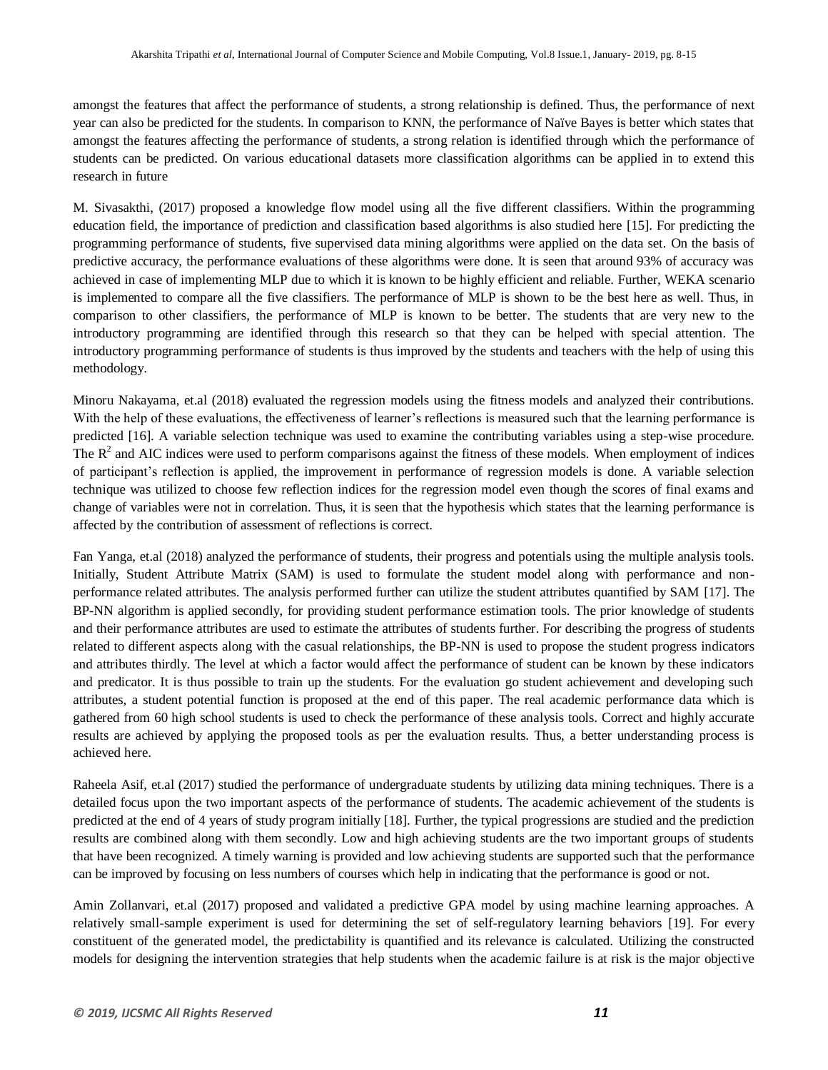amongst the features that affect the performance of students, a strong relationship is defined. Thus, the performance of next year can also be predicted for the students. In comparison to KNN, the performance of Naïve Bayes is better which states that amongst the features affecting the performance of students, a strong relation is identified through which the performance of students can be predicted. On various educational datasets more classification algorithms can be applied in to extend this research in future

M. Sivasakthi, (2017) proposed a knowledge flow model using all the five different classifiers. Within the programming education field, the importance of prediction and classification based algorithms is also studied here [15]. For predicting the programming performance of students, five supervised data mining algorithms were applied on the data set. On the basis of predictive accuracy, the performance evaluations of these algorithms were done. It is seen that around 93% of accuracy was achieved in case of implementing MLP due to which it is known to be highly efficient and reliable. Further, WEKA scenario is implemented to compare all the five classifiers. The performance of MLP is shown to be the best here as well. Thus, in comparison to other classifiers, the performance of MLP is known to be better. The students that are very new to the introductory programming are identified through this research so that they can be helped with special attention. The introductory programming performance of students is thus improved by the students and teachers with the help of using this methodology.

Minoru Nakayama, et.al (2018) evaluated the regression models using the fitness models and analyzed their contributions. With the help of these evaluations, the effectiveness of learner's reflections is measured such that the learning performance is predicted [16]. A variable selection technique was used to examine the contributing variables using a step-wise procedure. The $R^2$ and AIC indices were used to perform comparisons against the fitness of these models. When employment of indices of participant's reflection is applied, the improvement in performance of regression models is done. A variable selection technique was utilized to choose few reflection indices for the regression model even though the scores of final exams and change of variables were not in correlation. Thus, it is seen that the hypothesis which states that the learning performance is affected by the contribution of assessment of reflections is correct.

Fan Yanga, et.al (2018) analyzed the performance of students, their progress and potentials using the multiple analysis tools. Initially, Student Attribute Matrix (SAM) is used to formulate the student model along with performance and non-performance related attributes. The analysis performed further can utilize the student attributes quantified by SAM [17]. The BP-NN algorithm is applied secondly, for providing student performance estimation tools. The prior knowledge of students and their performance attributes are used to estimate the attributes of students further. For describing the progress of students related to different aspects along with the casual relationships, the BP-NN is used to propose the student progress indicators and attributes thirdly. The level at which a factor would affect the performance of student can be known by these indicators and predicator. It is thus possible to train up the students. For the evaluation go student achievement and developing such attributes, a student potential function is proposed at the end of this paper. The real academic performance data which is gathered from 60 high school students is used to check the performance of these analysis tools. Correct and highly accurate results are achieved by applying the proposed tools as per the evaluation results. Thus, a better understanding process is achieved here.

Raheela Asif, et.al (2017) studied the performance of undergraduate students by utilizing data mining techniques. There is a detailed focus upon the two important aspects of the performance of students. The academic achievement of the students is predicted at the end of 4 years of study program initially [18]. Further, the typical progressions are studied and the prediction results are combined along with them secondly. Low and high achieving students are the two important groups of students that have been recognized. A timely warning is provided and low achieving students are supported such that the performance can be improved by focusing on less numbers of courses which help in indicating that the performance is good or not.

Amin Zollanvari, et.al (2017) proposed and validated a predictive GPA model by using machine learning approaches. A relatively small-sample experiment is used for determining the set of self-regulatory learning behaviors [19]. For every constituent of the generated model, the predictability is quantified and its relevance is calculated. Utilizing the constructed models for designing the intervention strategies that help students when the academic failure is at risk is the major objective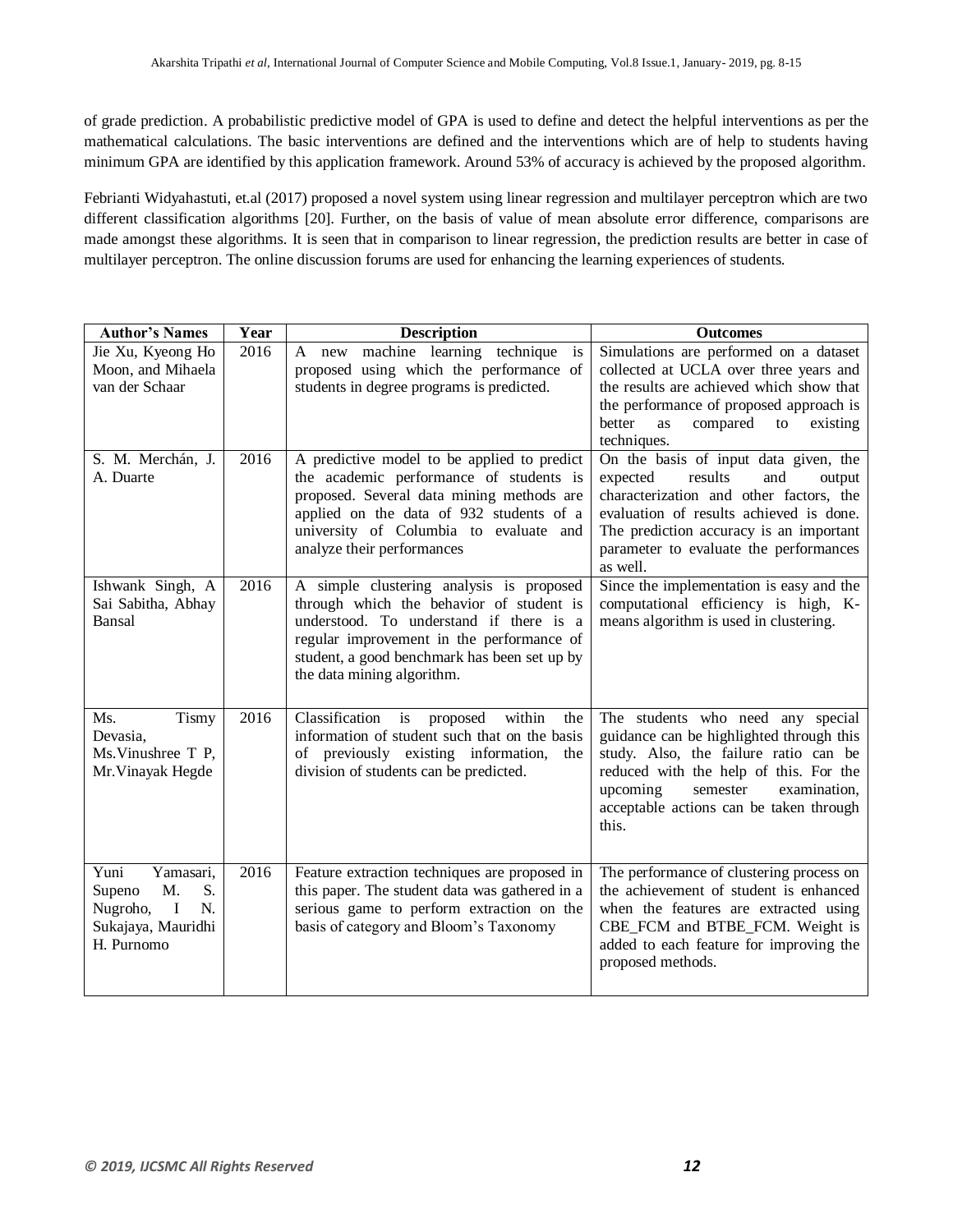of grade prediction. A probabilistic predictive model of GPA is used to define and detect the helpful interventions as per the mathematical calculations. The basic interventions are defined and the interventions which are of help to students having minimum GPA are identified by this application framework. Around 53% of accuracy is achieved by the proposed algorithm.

Febrianti Widyahastuti, et.al (2017) proposed a novel system using linear regression and multilayer perceptron which are two different classification algorithms [20]. Further, on the basis of value of mean absolute error difference, comparisons are made amongst these algorithms. It is seen that in comparison to linear regression, the prediction results are better in case of multilayer perceptron. The online discussion forums are used for enhancing the learning experiences of students.

| Author's Names | Year | Description | Outcomes |
|---|---|---|---|
| Jie Xu, Kyeong Ho Moon, and Mihaela van der Schaar | 2016 | A new machine learning technique is proposed using which the performance of students in degree programs is predicted. | Simulations are performed on a dataset collected at UCLA over three years and the results are achieved which show that the performance of proposed approach is better as compared to existing techniques. |
| S. M. Merchán, J. A. Duarte | 2016 | A predictive model to be applied to predict the academic performance of students is proposed. Several data mining methods are applied on the data of 932 students of a university of Columbia to evaluate and analyze their performances | On the basis of input data given, the expected results and output characterization and other factors, the evaluation of results achieved is done. The prediction accuracy is an important parameter to evaluate the performances as well. |
| Ishwank Singh, A Sai Sabitha, Abhay Bansal | 2016 | A simple clustering analysis is proposed through which the behavior of student is understood. To understand if there is a regular improvement in the performance of student, a good benchmark has been set up by the data mining algorithm. | Since the implementation is easy and the computational efficiency is high, K-means algorithm is used in clustering. |
| Ms. Tismy Devasia, Ms.Vinushree T P, Mr.Vinayak Hegde | 2016 | Classification is proposed within the information of student such that on the basis of previously existing information, the division of students can be predicted. | The students who need any special guidance can be highlighted through this study. Also, the failure ratio can be reduced with the help of this. For the upcoming semester examination, acceptable actions can be taken through this. |
| Yuni Yamasari, Supeno M. S. Nugroho, I N. Sukajaya, Mauridhi H. Purnomo | 2016 | Feature extraction techniques are proposed in this paper. The student data was gathered in a serious game to perform extraction on the basis of category and Bloom's Taxonomy | The performance of clustering process on the achievement of student is enhanced when the features are extracted using CBE_FCM and BTBE_FCM. Weight is added to each feature for improving the proposed methods. |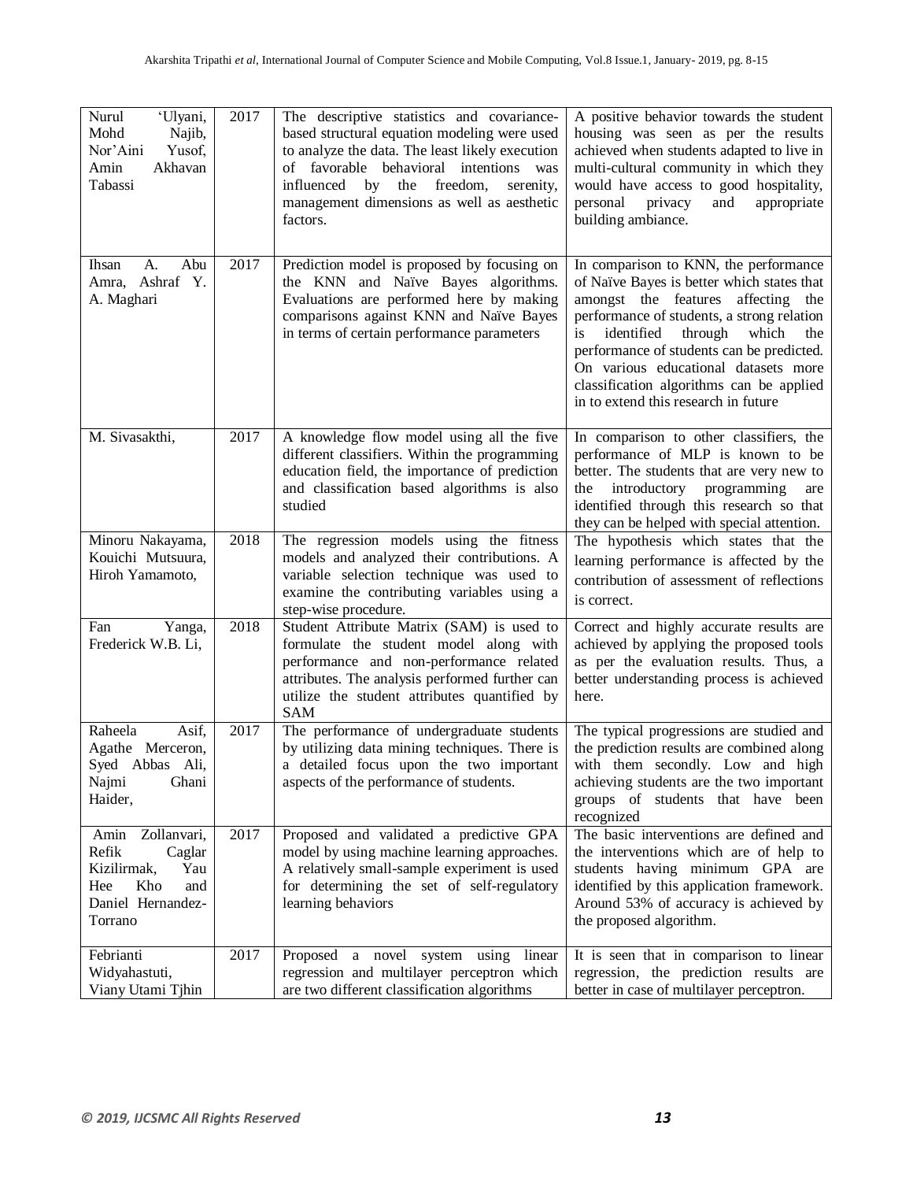| Nurul 'Ulyani, Mohd Najib, Nor'Aini Yusof, Amin Akhavan Tabassi | 2017 | The descriptive statistics and covariance-based structural equation modeling were used to analyze the data. The least likely execution of favorable behavioral intentions was influenced by the freedom, serenity, management dimensions as well as aesthetic factors. | A positive behavior towards the student housing was seen as per the results achieved when students adapted to live in multi-cultural community in which they would have access to good hospitality, personal privacy and appropriate building ambiance. |
|---|---|---|---|
| Ihsan A. Abu Amra, Ashraf Y. A. Maghari | 2017 | Prediction model is proposed by focusing on the KNN and Naïve Bayes algorithms. Evaluations are performed here by making comparisons against KNN and Naïve Bayes in terms of certain performance parameters | In comparison to KNN, the performance of Naïve Bayes is better which states that amongst the features affecting the performance of students, a strong relation is identified through which the performance of students can be predicted. On various educational datasets more classification algorithms can be applied in to extend this research in future |
| M. Sivasakthi, | 2017 | A knowledge flow model using all the five different classifiers. Within the programming education field, the importance of prediction and classification based algorithms is also studied | In comparison to other classifiers, the performance of MLP is known to be better. The students that are very new to the introductory programming are identified through this research so that they can be helped with special attention. |
| Minoru Nakayama, Kouichi Mutsuura, Hiroh Yamamoto, | 2018 | The regression models using the fitness models and analyzed their contributions. A variable selection technique was used to examine the contributing variables using a step-wise procedure. | The hypothesis which states that the learning performance is affected by the contribution of assessment of reflections is correct. |
| Fan Yanga, Frederick W.B. Li, | 2018 | Student Attribute Matrix (SAM) is used to formulate the student model along with performance and non-performance related attributes. The analysis performed further can utilize the student attributes quantified by SAM | Correct and highly accurate results are achieved by applying the proposed tools as per the evaluation results. Thus, a better understanding process is achieved here. |
| Raheela Asif, Agathe Merceron, Syed Abbas Ali, Najmi Ghani Haider, | 2017 | The performance of undergraduate students by utilizing data mining techniques. There is a detailed focus upon the two important aspects of the performance of students. | The typical progressions are studied and the prediction results are combined along with them secondly. Low and high achieving students are the two important groups of students that have been recognized |
| Amin Zollanvari, Refik Caglar Kizilirmak, Yau Hee Kho and Daniel Hernandez-Torrano | 2017 | Proposed and validated a predictive GPA model by using machine learning approaches. A relatively small-sample experiment is used for determining the set of self-regulatory learning behaviors | The basic interventions are defined and the interventions which are of help to students having minimum GPA are identified by this application framework. Around 53% of accuracy is achieved by the proposed algorithm. |
| Febrianti Widyahastuti, Viany Utami Tjhin | 2017 | Proposed a novel system using linear regression and multilayer perceptron which are two different classification algorithms | It is seen that in comparison to linear regression, the prediction results are better in case of multilayer perceptron. |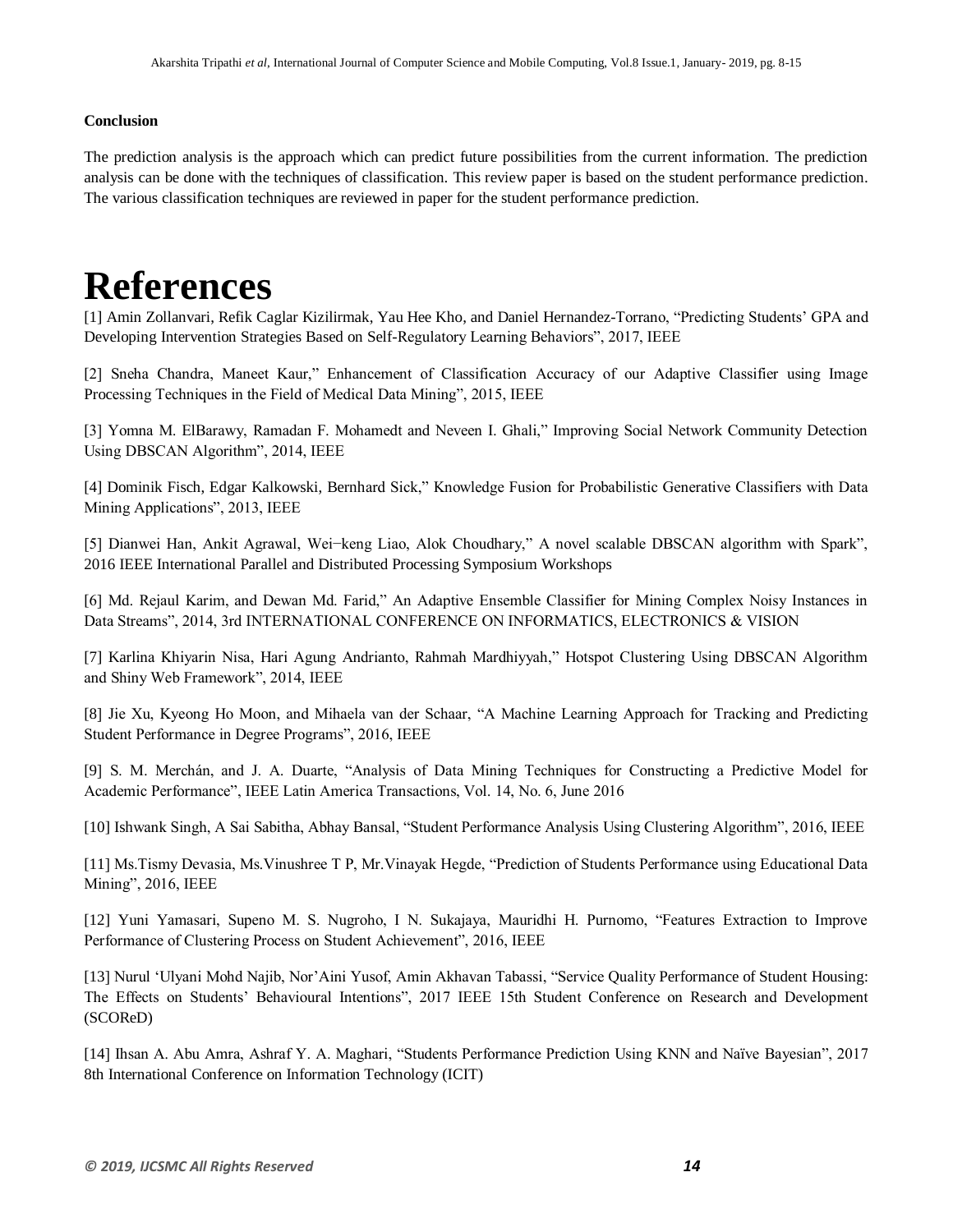**Conclusion**

The prediction analysis is the approach which can predict future possibilities from the current information. The prediction analysis can be done with the techniques of classification. This review paper is based on the student performance prediction. The various classification techniques are reviewed in paper for the student performance prediction.

# References

[1] Amin Zollanvari, Refik Caglar Kizilirmak, Yau Hee Kho, and Daniel Hernandez-Torrano, "Predicting Students' GPA and Developing Intervention Strategies Based on Self-Regulatory Learning Behaviors", 2017, IEEE

[2] Sneha Chandra, Maneet Kaur," Enhancement of Classification Accuracy of our Adaptive Classifier using Image Processing Techniques in the Field of Medical Data Mining", 2015, IEEE

[3] Yomna M. ElBarawy, Ramadan F. Mohamedt and Neveen I. Ghali," Improving Social Network Community Detection Using DBSCAN Algorithm", 2014, IEEE

[4] Dominik Fisch, Edgar Kalkowski, Bernhard Sick," Knowledge Fusion for Probabilistic Generative Classifiers with Data Mining Applications", 2013, IEEE

[5] Dianwei Han, Ankit Agrawal, Wei−keng Liao, Alok Choudhary," A novel scalable DBSCAN algorithm with Spark", 2016 IEEE International Parallel and Distributed Processing Symposium Workshops

[6] Md. Rejaul Karim, and Dewan Md. Farid," An Adaptive Ensemble Classifier for Mining Complex Noisy Instances in Data Streams", 2014, 3rd INTERNATIONAL CONFERENCE ON INFORMATICS, ELECTRONICS & VISION

[7] Karlina Khiyarin Nisa, Hari Agung Andrianto, Rahmah Mardhiyyah," Hotspot Clustering Using DBSCAN Algorithm and Shiny Web Framework", 2014, IEEE

[8] Jie Xu, Kyeong Ho Moon, and Mihaela van der Schaar, "A Machine Learning Approach for Tracking and Predicting Student Performance in Degree Programs", 2016, IEEE

[9] S. M. Merchán, and J. A. Duarte, "Analysis of Data Mining Techniques for Constructing a Predictive Model for Academic Performance", IEEE Latin America Transactions, Vol. 14, No. 6, June 2016

[10] Ishwank Singh, A Sai Sabitha, Abhay Bansal, "Student Performance Analysis Using Clustering Algorithm", 2016, IEEE

[11] Ms.Tismy Devasia, Ms.Vinushree T P, Mr.Vinayak Hegde, "Prediction of Students Performance using Educational Data Mining", 2016, IEEE

[12] Yuni Yamasari, Supeno M. S. Nugroho, I N. Sukajaya, Mauridhi H. Purnomo, "Features Extraction to Improve Performance of Clustering Process on Student Achievement", 2016, IEEE

[13] Nurul 'Ulyani Mohd Najib, Nor'Aini Yusof, Amin Akhavan Tabassi, "Service Quality Performance of Student Housing: The Effects on Students' Behavioural Intentions", 2017 IEEE 15th Student Conference on Research and Development (SCOReD)

[14] Ihsan A. Abu Amra, Ashraf Y. A. Maghari, "Students Performance Prediction Using KNN and Naïve Bayesian", 2017 8th International Conference on Information Technology (ICIT)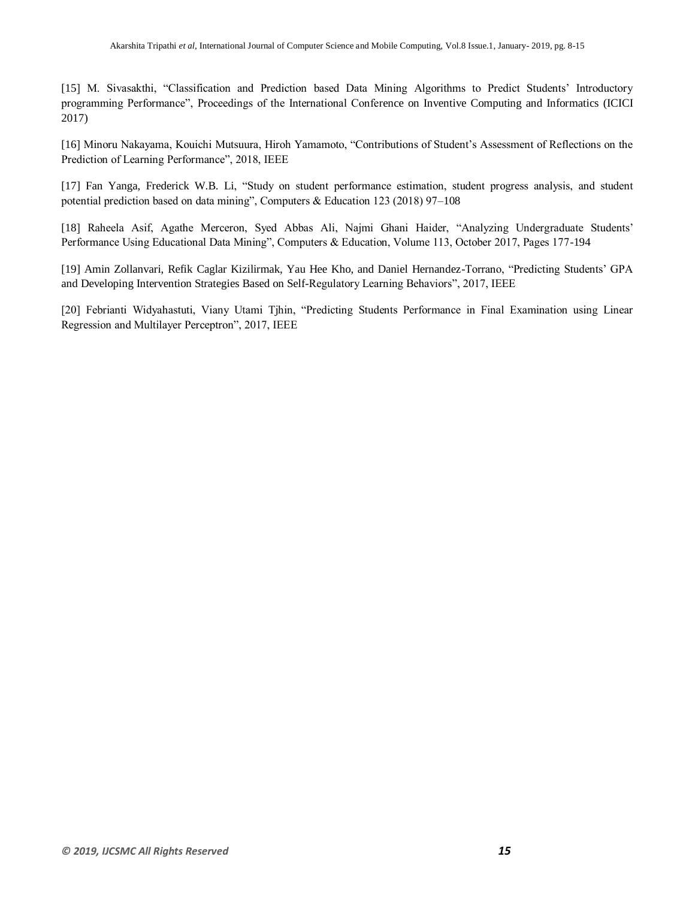[15] M. Sivasakthi, “Classification and Prediction based Data Mining Algorithms to Predict Students’ Introductory programming Performance”, Proceedings of the International Conference on Inventive Computing and Informatics (ICICI 2017)

[16] Minoru Nakayama, Kouichi Mutsuura, Hiroh Yamamoto, “Contributions of Student’s Assessment of Reflections on the Prediction of Learning Performance”, 2018, IEEE

[17] Fan Yanga, Frederick W.B. Li, “Study on student performance estimation, student progress analysis, and student potential prediction based on data mining”, Computers & Education 123 (2018) 97–108

[18] Raheela Asif, Agathe Merceron, Syed Abbas Ali, Najmi Ghani Haider, “Analyzing Undergraduate Students’ Performance Using Educational Data Mining”, Computers & Education, Volume 113, October 2017, Pages 177-194

[19] Amin Zollanvari, Refik Caglar Kizilirmak, Yau Hee Kho, and Daniel Hernandez-Torrano, “Predicting Students’ GPA and Developing Intervention Strategies Based on Self-Regulatory Learning Behaviors”, 2017, IEEE

[20] Febrianti Widyahastuti, Viany Utami Tjhin, “Predicting Students Performance in Final Examination using Linear Regression and Multilayer Perceptron”, 2017, IEEE